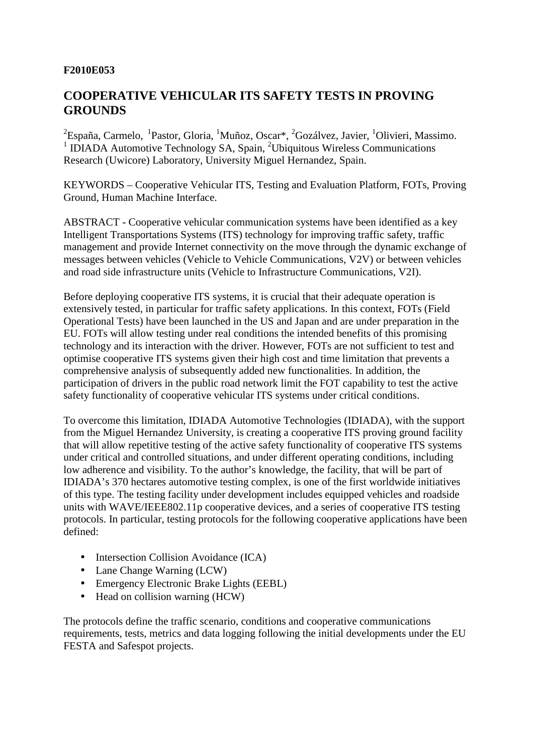**F2010E053**

# COOPERATIVE VEHICULAR ITS SAFETY TESTS IN PROVING GROUNDS

[2]España, Carmelo, [1]Pastor, Gloria, [1]Muñoz, Oscar*, [2]Gozálvez, Javier, [1]Olivieri, Massimo.
[1] IDIADA Automotive Technology SA, Spain, [2]Ubiquitous Wireless Communications Research (Uwicore) Laboratory, University Miguel Hernandez, Spain.

KEYWORDS – Cooperative Vehicular ITS, Testing and Evaluation Platform, FOTs, Proving Ground, Human Machine Interface.

ABSTRACT - Cooperative vehicular communication systems have been identified as a key Intelligent Transportations Systems (ITS) technology for improving traffic safety, traffic management and provide Internet connectivity on the move through the dynamic exchange of messages between vehicles (Vehicle to Vehicle Communications, V2V) or between vehicles and road side infrastructure units (Vehicle to Infrastructure Communications, V2I).

Before deploying cooperative ITS systems, it is crucial that their adequate operation is extensively tested, in particular for traffic safety applications. In this context, FOTs (Field Operational Tests) have been launched in the US and Japan and are under preparation in the EU. FOTs will allow testing under real conditions the intended benefits of this promising technology and its interaction with the driver. However, FOTs are not sufficient to test and optimise cooperative ITS systems given their high cost and time limitation that prevents a comprehensive analysis of subsequently added new functionalities. In addition, the participation of drivers in the public road network limit the FOT capability to test the active safety functionality of cooperative vehicular ITS systems under critical conditions.

To overcome this limitation, IDIADA Automotive Technologies (IDIADA), with the support from the Miguel Hernandez University, is creating a cooperative ITS proving ground facility that will allow repetitive testing of the active safety functionality of cooperative ITS systems under critical and controlled situations, and under different operating conditions, including low adherence and visibility. To the author's knowledge, the facility, that will be part of IDIADA's 370 hectares automotive testing complex, is one of the first worldwide initiatives of this type. The testing facility under development includes equipped vehicles and roadside units with WAVE/IEEE802.11p cooperative devices, and a series of cooperative ITS testing protocols. In particular, testing protocols for the following cooperative applications have been defined:

- Intersection Collision Avoidance (ICA)
- Lane Change Warning (LCW)
- Emergency Electronic Brake Lights (EEBL)
- Head on collision warning (HCW)

The protocols define the traffic scenario, conditions and cooperative communications requirements, tests, metrics and data logging following the initial developments under the EU FESTA and Safespot projects.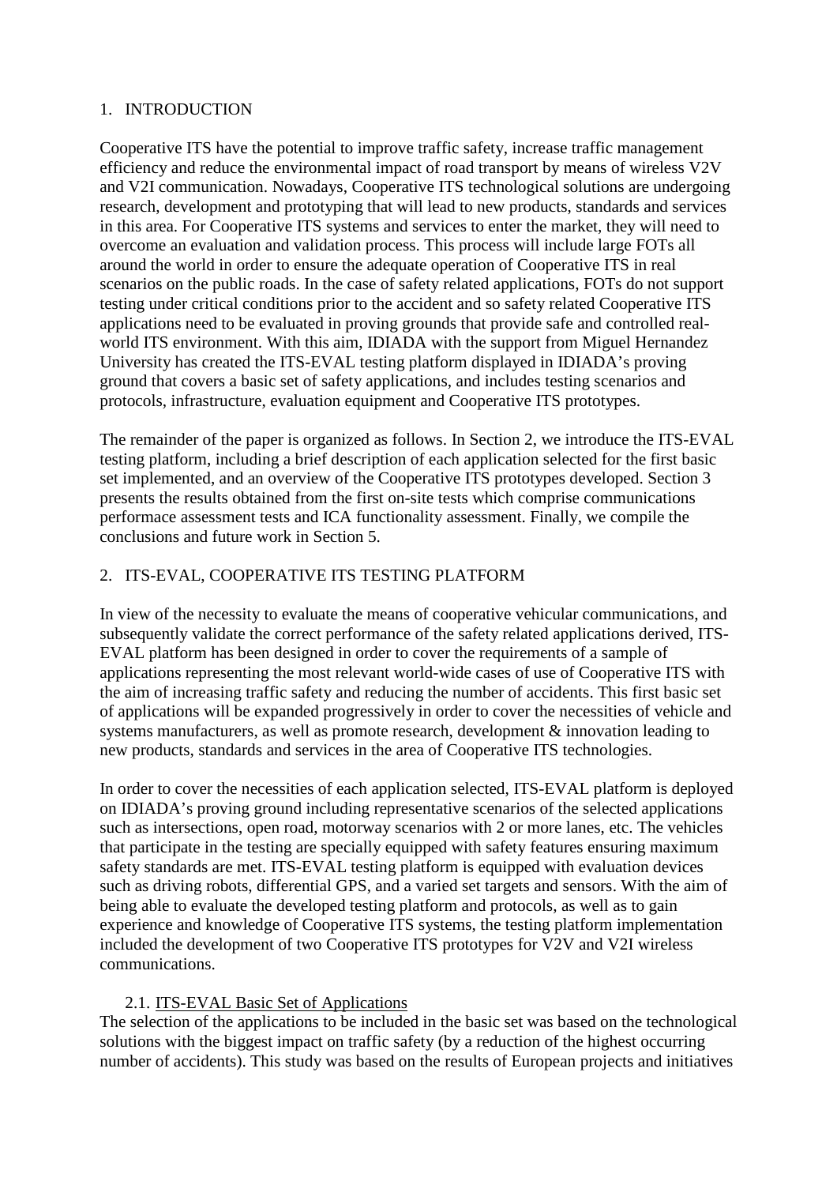## 1. INTRODUCTION

Cooperative ITS have the potential to improve traffic safety, increase traffic management efficiency and reduce the environmental impact of road transport by means of wireless V2V and V2I communication. Nowadays, Cooperative ITS technological solutions are undergoing research, development and prototyping that will lead to new products, standards and services in this area. For Cooperative ITS systems and services to enter the market, they will need to overcome an evaluation and validation process. This process will include large FOTs all around the world in order to ensure the adequate operation of Cooperative ITS in real scenarios on the public roads. In the case of safety related applications, FOTs do not support testing under critical conditions prior to the accident and so safety related Cooperative ITS applications need to be evaluated in proving grounds that provide safe and controlled real-world ITS environment. With this aim, IDIADA with the support from Miguel Hernandez University has created the ITS-EVAL testing platform displayed in IDIADA's proving ground that covers a basic set of safety applications, and includes testing scenarios and protocols, infrastructure, evaluation equipment and Cooperative ITS prototypes.

The remainder of the paper is organized as follows. In Section 2, we introduce the ITS-EVAL testing platform, including a brief description of each application selected for the first basic set implemented, and an overview of the Cooperative ITS prototypes developed. Section 3 presents the results obtained from the first on-site tests which comprise communications performace assessment tests and ICA functionality assessment. Finally, we compile the conclusions and future work in Section 5.

## 2. ITS-EVAL, COOPERATIVE ITS TESTING PLATFORM

In view of the necessity to evaluate the means of cooperative vehicular communications, and subsequently validate the correct performance of the safety related applications derived, ITS-EVAL platform has been designed in order to cover the requirements of a sample of applications representing the most relevant world-wide cases of use of Cooperative ITS with the aim of increasing traffic safety and reducing the number of accidents. This first basic set of applications will be expanded progressively in order to cover the necessities of vehicle and systems manufacturers, as well as promote research, development & innovation leading to new products, standards and services in the area of Cooperative ITS technologies.

In order to cover the necessities of each application selected, ITS-EVAL platform is deployed on IDIADA's proving ground including representative scenarios of the selected applications such as intersections, open road, motorway scenarios with 2 or more lanes, etc. The vehicles that participate in the testing are specially equipped with safety features ensuring maximum safety standards are met. ITS-EVAL testing platform is equipped with evaluation devices such as driving robots, differential GPS, and a varied set targets and sensors. With the aim of being able to evaluate the developed testing platform and protocols, as well as to gain experience and knowledge of Cooperative ITS systems, the testing platform implementation included the development of two Cooperative ITS prototypes for V2V and V2I wireless communications.

### 2.1. ITS-EVAL Basic Set of Applications

The selection of the applications to be included in the basic set was based on the technological solutions with the biggest impact on traffic safety (by a reduction of the highest occurring number of accidents). This study was based on the results of European projects and initiatives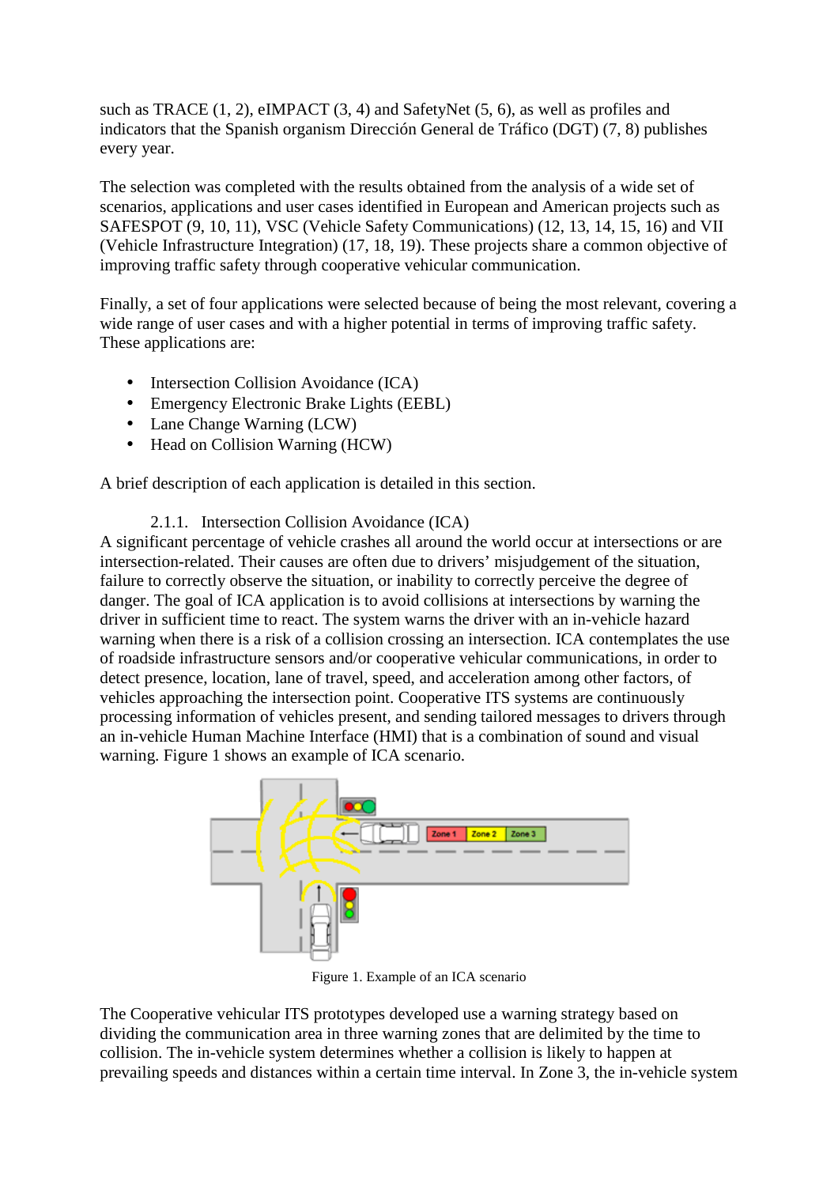such as TRACE (1, 2), eIMPACT (3, 4) and SafetyNet (5, 6), as well as profiles and indicators that the Spanish organism Dirección General de Tráfico (DGT) (7, 8) publishes every year.

The selection was completed with the results obtained from the analysis of a wide set of scenarios, applications and user cases identified in European and American projects such as SAFESPOT (9, 10, 11), VSC (Vehicle Safety Communications) (12, 13, 14, 15, 16) and VII (Vehicle Infrastructure Integration) (17, 18, 19). These projects share a common objective of improving traffic safety through cooperative vehicular communication.

Finally, a set of four applications were selected because of being the most relevant, covering a wide range of user cases and with a higher potential in terms of improving traffic safety. These applications are:

- Intersection Collision Avoidance (ICA)
- Emergency Electronic Brake Lights (EEBL)
- Lane Change Warning (LCW)
- Head on Collision Warning (HCW)

A brief description of each application is detailed in this section.

### 2.1.1. Intersection Collision Avoidance (ICA)

A significant percentage of vehicle crashes all around the world occur at intersections or are intersection-related. Their causes are often due to drivers' misjudgement of the situation, failure to correctly observe the situation, or inability to correctly perceive the degree of danger. The goal of ICA application is to avoid collisions at intersections by warning the driver in sufficient time to react. The system warns the driver with an in-vehicle hazard warning when there is a risk of a collision crossing an intersection. ICA contemplates the use of roadside infrastructure sensors and/or cooperative vehicular communications, in order to detect presence, location, lane of travel, speed, and acceleration among other factors, of vehicles approaching the intersection point. Cooperative ITS systems are continuously processing information of vehicles present, and sending tailored messages to drivers through an in-vehicle Human Machine Interface (HMI) that is a combination of sound and visual warning. Figure 1 shows an example of ICA scenario.

Figure 1. Example of an ICA scenario

The Cooperative vehicular ITS prototypes developed use a warning strategy based on dividing the communication area in three warning zones that are delimited by the time to collision. The in-vehicle system determines whether a collision is likely to happen at prevailing speeds and distances within a certain time interval. In Zone 3, the in-vehicle system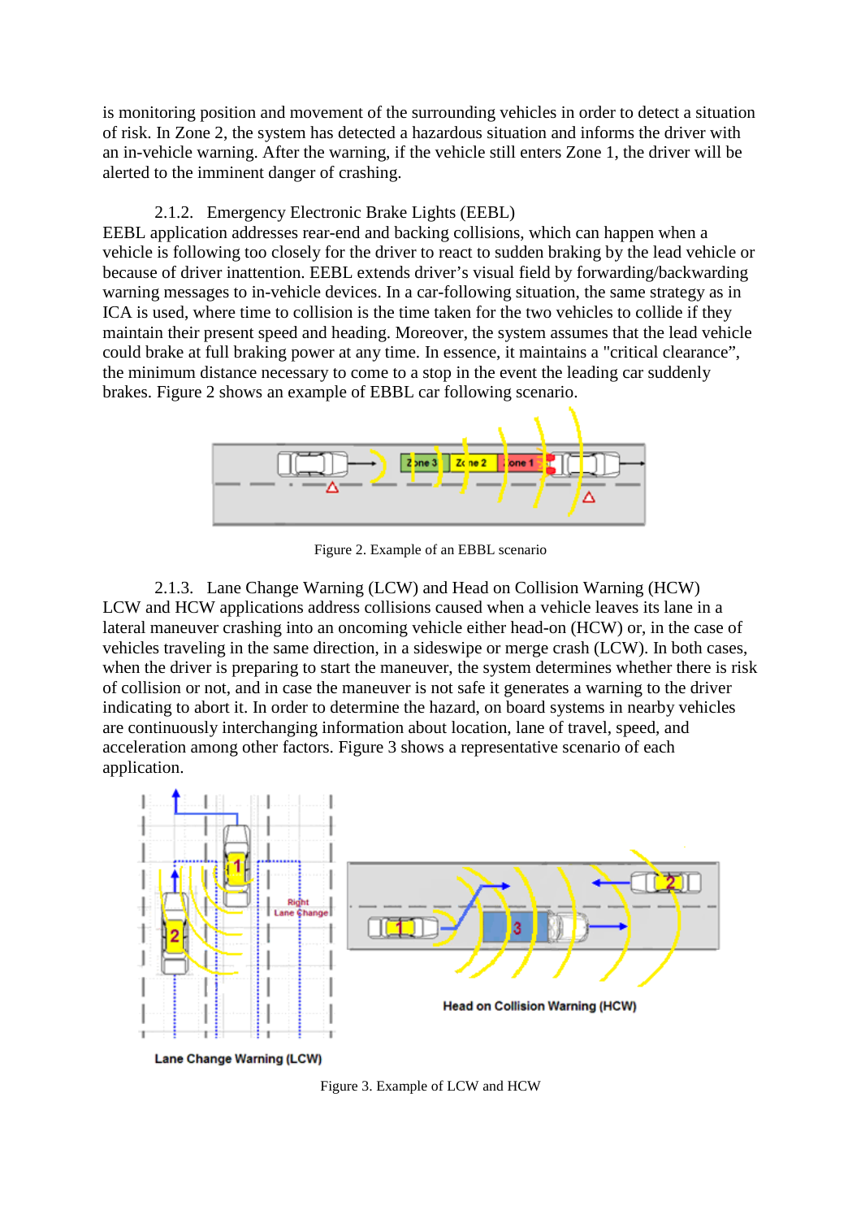is monitoring position and movement of the surrounding vehicles in order to detect a situation of risk. In Zone 2, the system has detected a hazardous situation and informs the driver with an in-vehicle warning. After the warning, if the vehicle still enters Zone 1, the driver will be alerted to the imminent danger of crashing.

### 2.1.2. Emergency Electronic Brake Lights (EEBL)

EEBL application addresses rear-end and backing collisions, which can happen when a vehicle is following too closely for the driver to react to sudden braking by the lead vehicle or because of driver inattention. EEBL extends driver's visual field by forwarding/backwarding warning messages to in-vehicle devices. In a car-following situation, the same strategy as in ICA is used, where time to collision is the time taken for the two vehicles to collide if they maintain their present speed and heading. Moreover, the system assumes that the lead vehicle could brake at full braking power at any time. In essence, it maintains a "critical clearance", the minimum distance necessary to come to a stop in the event the leading car suddenly brakes. Figure 2 shows an example of EBBL car following scenario.

Figure 2. Example of an EBBL scenario

### 2.1.3. Lane Change Warning (LCW) and Head on Collision Warning (HCW)

LCW and HCW applications address collisions caused when a vehicle leaves its lane in a lateral maneuver crashing into an oncoming vehicle either head-on (HCW) or, in the case of vehicles traveling in the same direction, in a sideswipe or merge crash (LCW). In both cases, when the driver is preparing to start the maneuver, the system determines whether there is risk of collision or not, and in case the maneuver is not safe it generates a warning to the driver indicating to abort it. In order to determine the hazard, on board systems in nearby vehicles are continuously interchanging information about location, lane of travel, speed, and acceleration among other factors. Figure 3 shows a representative scenario of each application.

Figure 3. Example of LCW and HCW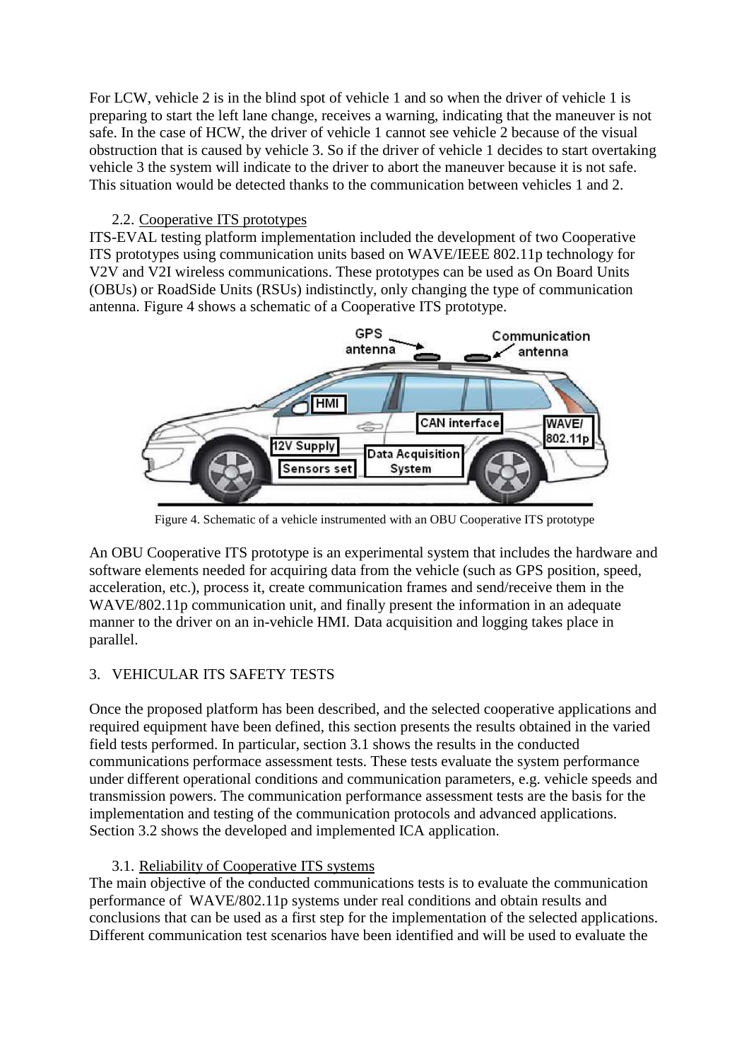For LCW, vehicle 2 is in the blind spot of vehicle 1 and so when the driver of vehicle 1 is preparing to start the left lane change, receives a warning, indicating that the maneuver is not safe. In the case of HCW, the driver of vehicle 1 cannot see vehicle 2 because of the visual obstruction that is caused by vehicle 3. So if the driver of vehicle 1 decides to start overtaking vehicle 3 the system will indicate to the driver to abort the maneuver because it is not safe. This situation would be detected thanks to the communication between vehicles 1 and 2.

### 2.2. Cooperative ITS prototypes

ITS-EVAL testing platform implementation included the development of two Cooperative ITS prototypes using communication units based on WAVE/IEEE 802.11p technology for V2V and V2I wireless communications. These prototypes can be used as On Board Units (OBUs) or RoadSide Units (RSUs) indistinctly, only changing the type of communication antenna. Figure 4 shows a schematic of a Cooperative ITS prototype.

Figure 4. Schematic of a vehicle instrumented with an OBU Cooperative ITS prototype

An OBU Cooperative ITS prototype is an experimental system that includes the hardware and software elements needed for acquiring data from the vehicle (such as GPS position, speed, acceleration, etc.), process it, create communication frames and send/receive them in the WAVE/802.11p communication unit, and finally present the information in an adequate manner to the driver on an in-vehicle HMI. Data acquisition and logging takes place in parallel.

## 3. VEHICULAR ITS SAFETY TESTS

Once the proposed platform has been described, and the selected cooperative applications and required equipment have been defined, this section presents the results obtained in the varied field tests performed. In particular, section 3.1 shows the results in the conducted communications performace assessment tests. These tests evaluate the system performance under different operational conditions and communication parameters, e.g. vehicle speeds and transmission powers. The communication performance assessment tests are the basis for the implementation and testing of the communication protocols and advanced applications. Section 3.2 shows the developed and implemented ICA application.

### 3.1. Reliability of Cooperative ITS systems

The main objective of the conducted communications tests is to evaluate the communication performance of WAVE/802.11p systems under real conditions and obtain results and conclusions that can be used as a first step for the implementation of the selected applications. Different communication test scenarios have been identified and will be used to evaluate the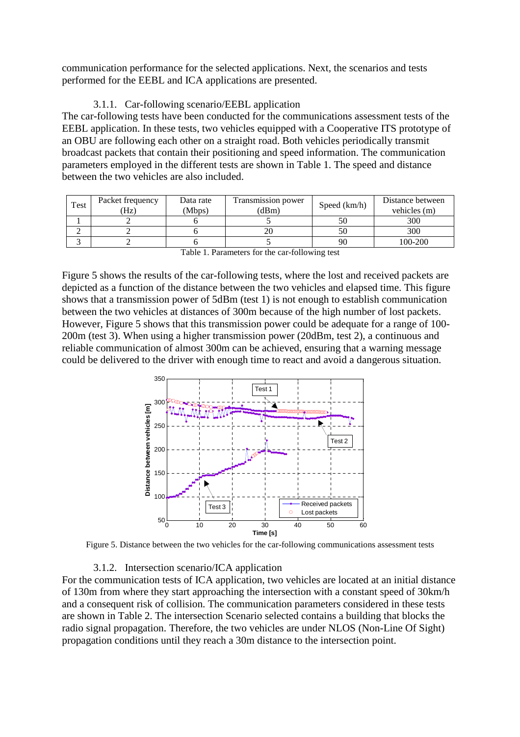communication performance for the selected applications. Next, the scenarios and tests performed for the EEBL and ICA applications are presented.

### 3.1.1. Car-following scenario/EEBL application

The car-following tests have been conducted for the communications assessment tests of the EEBL application. In these tests, two vehicles equipped with a Cooperative ITS prototype of an OBU are following each other on a straight road. Both vehicles periodically transmit broadcast packets that contain their positioning and speed information. The communication parameters employed in the different tests are shown in Table 1. The speed and distance between the two vehicles are also included.

| Test | Packet frequency (Hz) | Data rate (Mbps) | Transmission power (dBm) | Speed (km/h) | Distance between vehicles (m) |
|---|---|---|---|---|---|
| 1 | 2 | 6 | 5 | 50 | 300 |
| 2 | 2 | 6 | 20 | 50 | 300 |
| 3 | 2 | 6 | 5 | 90 | 100-200 |

Table 1. Parameters for the car-following test

Figure 5 shows the results of the car-following tests, where the lost and received packets are depicted as a function of the distance between the two vehicles and elapsed time. This figure shows that a transmission power of 5dBm (test 1) is not enough to establish communication between the two vehicles at distances of 300m because of the high number of lost packets. However, Figure 5 shows that this transmission power could be adequate for a range of 100-200m (test 3). When using a higher transmission power (20dBm, test 2), a continuous and reliable communication of almost 300m can be achieved, ensuring that a warning message could be delivered to the driver with enough time to react and avoid a dangerous situation.

Figure 5. Distance between the two vehicles for the car-following communications assessment tests

### 3.1.2. Intersection scenario/ICA application

For the communication tests of ICA application, two vehicles are located at an initial distance of 130m from where they start approaching the intersection with a constant speed of 30km/h and a consequent risk of collision. The communication parameters considered in these tests are shown in Table 2. The intersection Scenario selected contains a building that blocks the radio signal propagation. Therefore, the two vehicles are under NLOS (Non-Line Of Sight) propagation conditions until they reach a 30m distance to the intersection point.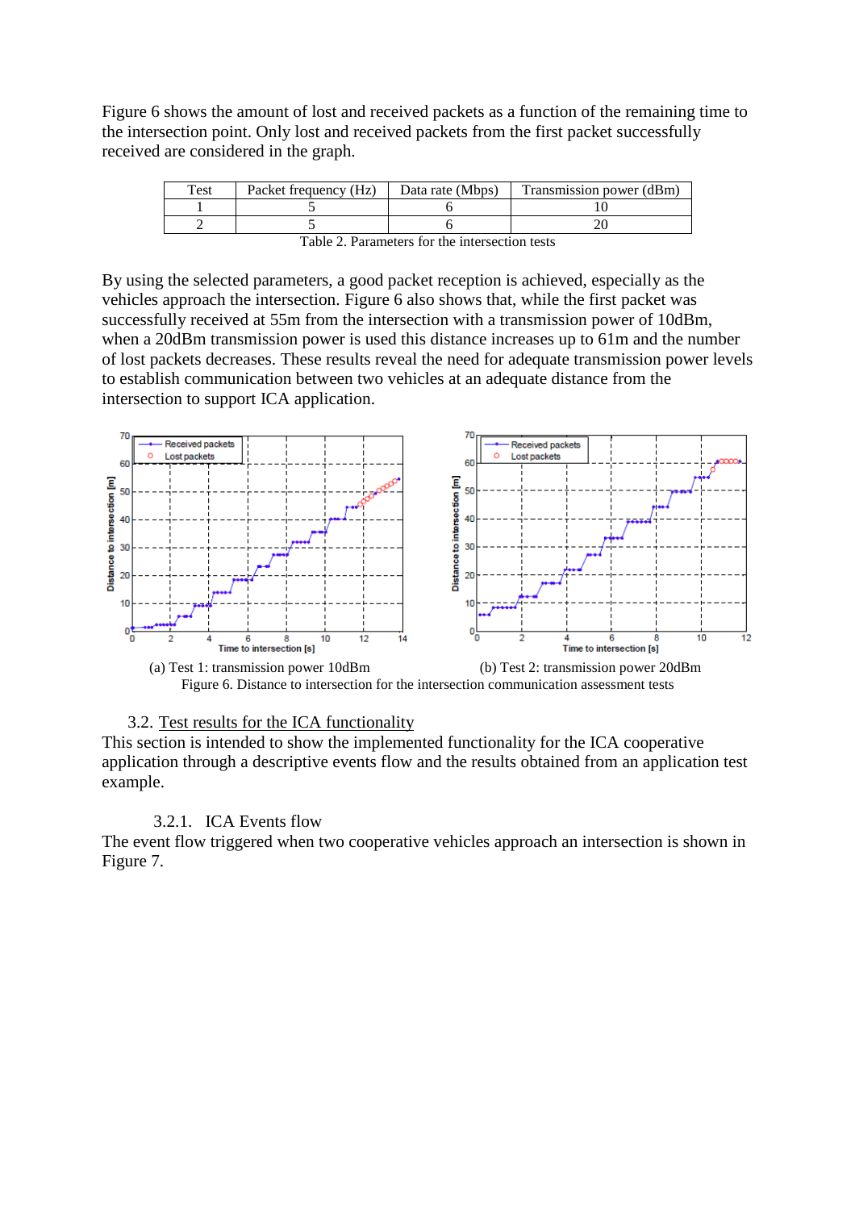Figure 6 shows the amount of lost and received packets as a function of the remaining time to the intersection point. Only lost and received packets from the first packet successfully received are considered in the graph.

| Test | Packet frequency (Hz) | Data rate (Mbps) | Transmission power (dBm) |
|---|---|---|---|
| 1 | 5 | 6 | 10 |
| 2 | 5 | 6 | 20 |

Table 2. Parameters for the intersection tests

By using the selected parameters, a good packet reception is achieved, especially as the vehicles approach the intersection. Figure 6 also shows that, while the first packet was successfully received at 55m from the intersection with a transmission power of 10dBm, when a 20dBm transmission power is used this distance increases up to 61m and the number of lost packets decreases. These results reveal the need for adequate transmission power levels to establish communication between two vehicles at an adequate distance from the intersection to support ICA application.

(a) Test 1: transmission power 10dBm

(b) Test 2: transmission power 20dBm

Figure 6. Distance to intersection for the intersection communication assessment tests

## 3.2. Test results for the ICA functionality

This section is intended to show the implemented functionality for the ICA cooperative application through a descriptive events flow and the results obtained from an application test example.

### 3.2.1. ICA Events flow

The event flow triggered when two cooperative vehicles approach an intersection is shown in Figure 7.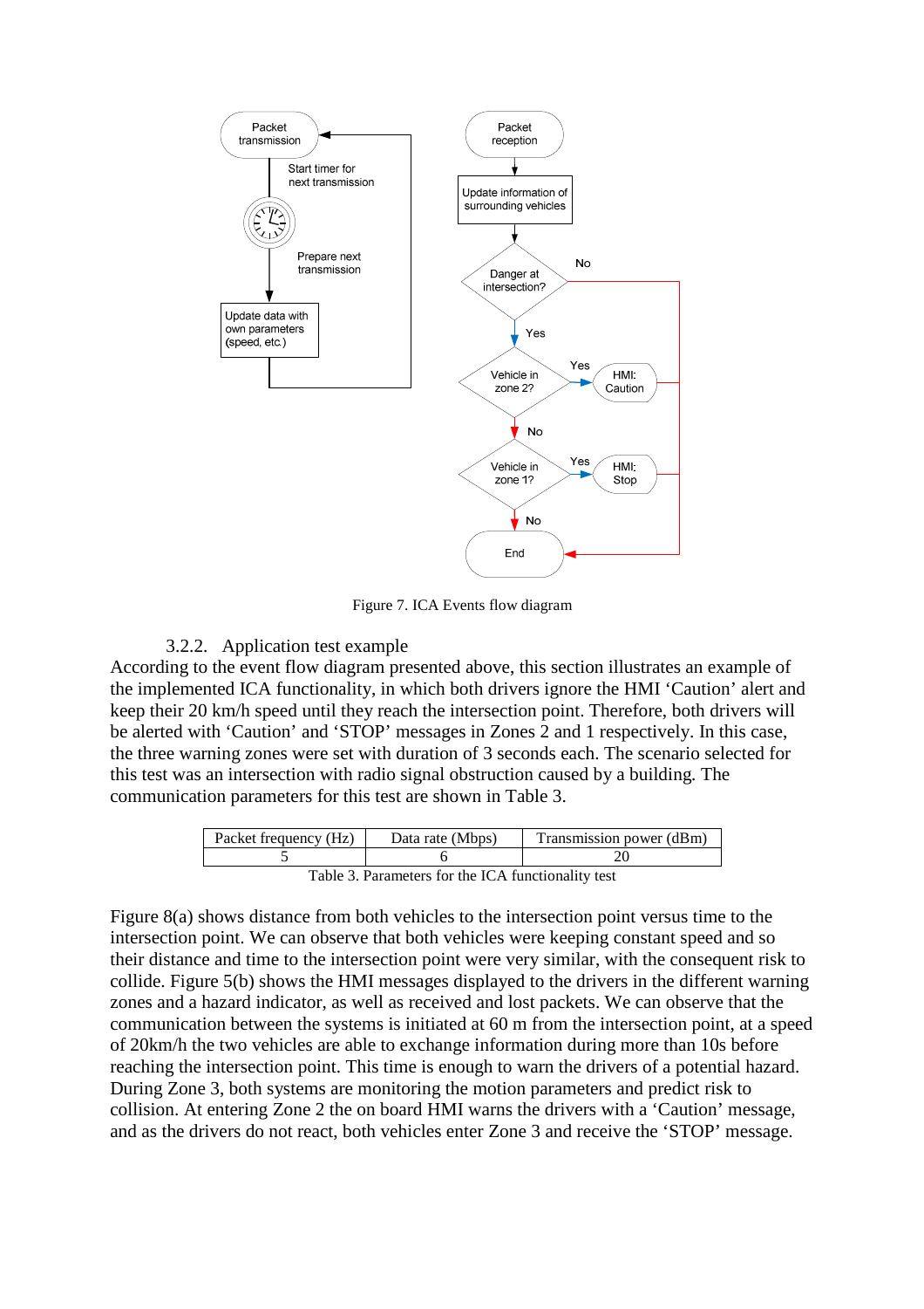Figure 7. ICA Events flow diagram

### 3.2.2. Application test example

According to the event flow diagram presented above, this section illustrates an example of the implemented ICA functionality, in which both drivers ignore the HMI 'Caution' alert and keep their 20 km/h speed until they reach the intersection point. Therefore, both drivers will be alerted with 'Caution' and 'STOP' messages in Zones 2 and 1 respectively. In this case, the three warning zones were set with duration of 3 seconds each. The scenario selected for this test was an intersection with radio signal obstruction caused by a building. The communication parameters for this test are shown in Table 3.

| Packet frequency (Hz) | Data rate (Mbps) | Transmission power (dBm) |
|---|---|---|
| 5 | 6 | 20 |

Table 3. Parameters for the ICA functionality test

Figure 8(a) shows distance from both vehicles to the intersection point versus time to the intersection point. We can observe that both vehicles were keeping constant speed and so their distance and time to the intersection point were very similar, with the consequent risk to collide. Figure 5(b) shows the HMI messages displayed to the drivers in the different warning zones and a hazard indicator, as well as received and lost packets. We can observe that the communication between the systems is initiated at 60 m from the intersection point, at a speed of 20km/h the two vehicles are able to exchange information during more than 10s before reaching the intersection point. This time is enough to warn the drivers of a potential hazard. During Zone 3, both systems are monitoring the motion parameters and predict risk to collision. At entering Zone 2 the on board HMI warns the drivers with a 'Caution' message, and as the drivers do not react, both vehicles enter Zone 3 and receive the 'STOP' message.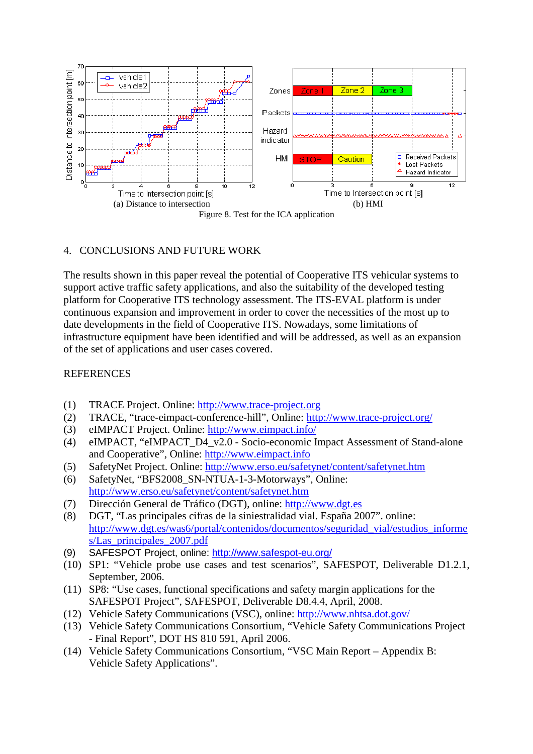(a) Distance to intersection

(b) HMI

Figure 8. Test for the ICA application

## 4. CONCLUSIONS AND FUTURE WORK

The results shown in this paper reveal the potential of Cooperative ITS vehicular systems to support active traffic safety applications, and also the suitability of the developed testing platform for Cooperative ITS technology assessment. The ITS-EVAL platform is under continuous expansion and improvement in order to cover the necessities of the most up to date developments in the field of Cooperative ITS. Nowadays, some limitations of infrastructure equipment have been identified and will be addressed, as well as an expansion of the set of applications and user cases covered.

## REFERENCES

(1) TRACE Project. Online: http://www.trace-project.org
(2) TRACE, “trace-eimpact-conference-hill”, Online: http://www.trace-project.org/
(3) eIMPACT Project. Online: http://www.eimpact.info/
(4) eIMPACT, “eIMPACT_D4_v2.0 - Socio-economic Impact Assessment of Stand-alone and Cooperative”, Online: http://www.eimpact.info
(5) SafetyNet Project. Online: http://www.erso.eu/safetynet/content/safetynet.htm
(6) SafetyNet, “BFS2008_SN-NTUA-1-3-Motorways”, Online: http://www.erso.eu/safetynet/content/safetynet.htm
(7) Dirección General de Tráfico (DGT), online: http://www.dgt.es
(8) DGT, “Las principales cifras de la siniestralidad vial. España 2007”. online: http://www.dgt.es/was6/portal/contenidos/documentos/seguridad_vial/estudios_informes/Las_principales_2007.pdf
(9) SAFESPOT Project, online: http://www.safespot-eu.org/
(10) SP1: “Vehicle probe use cases and test scenarios”, SAFESPOT, Deliverable D1.2.1, September, 2006.
(11) SP8: “Use cases, functional specifications and safety margin applications for the SAFESPOT Project”, SAFESPOT, Deliverable D8.4.4, April, 2008.
(12) Vehicle Safety Communications (VSC), online: http://www.nhtsa.dot.gov/
(13) Vehicle Safety Communications Consortium, “Vehicle Safety Communications Project - Final Report”, DOT HS 810 591, April 2006.
(14) Vehicle Safety Communications Consortium, “VSC Main Report – Appendix B: Vehicle Safety Applications”.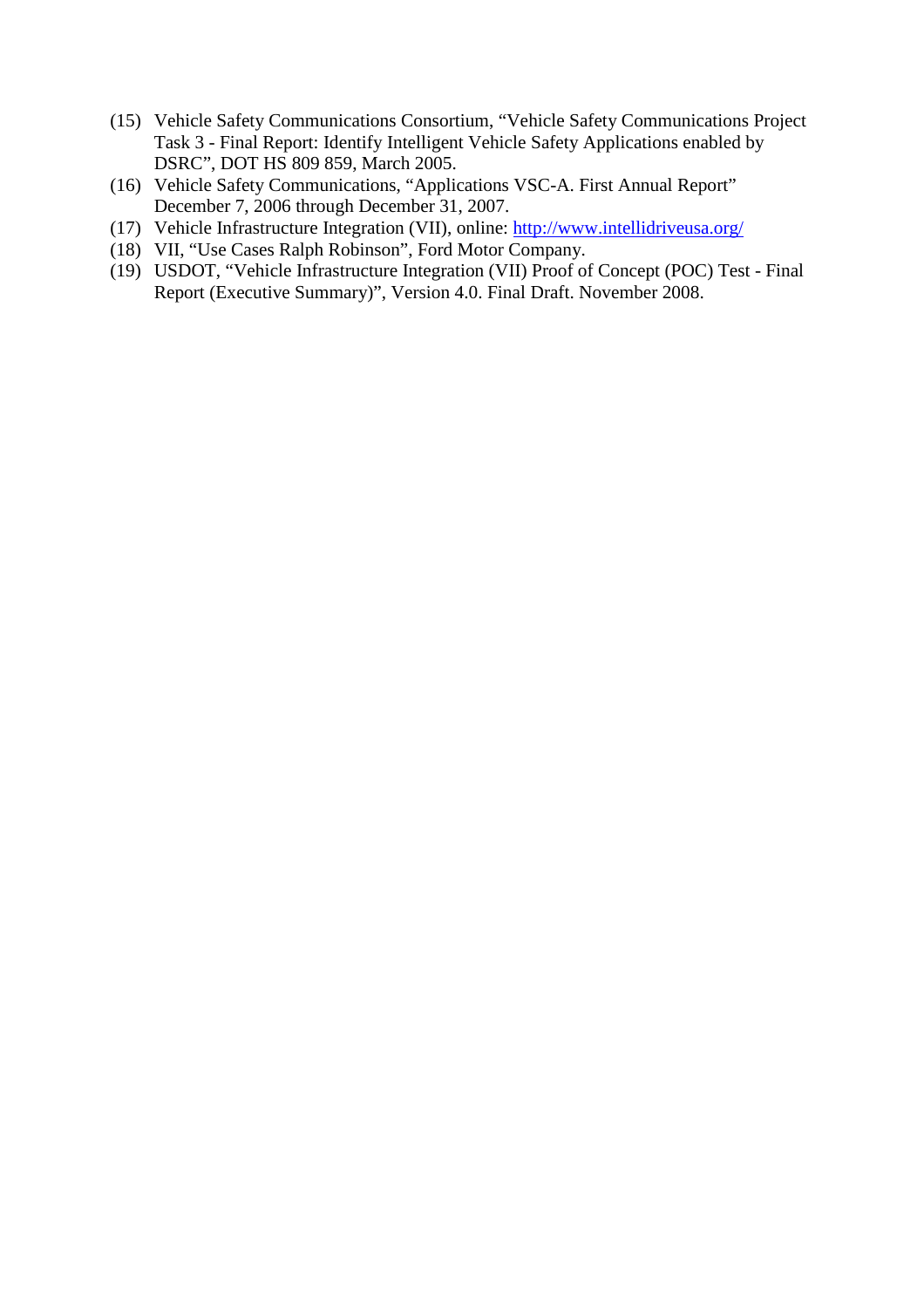(15) Vehicle Safety Communications Consortium, “Vehicle Safety Communications Project Task 3 - Final Report: Identify Intelligent Vehicle Safety Applications enabled by DSRC”, DOT HS 809 859, March 2005.

(16) Vehicle Safety Communications, “Applications VSC-A. First Annual Report” December 7, 2006 through December 31, 2007.

(17) Vehicle Infrastructure Integration (VII), online: http://www.intellidriveusa.org/

(18) VII, “Use Cases Ralph Robinson”, Ford Motor Company.

(19) USDOT, “Vehicle Infrastructure Integration (VII) Proof of Concept (POC) Test - Final Report (Executive Summary)”, Version 4.0. Final Draft. November 2008.